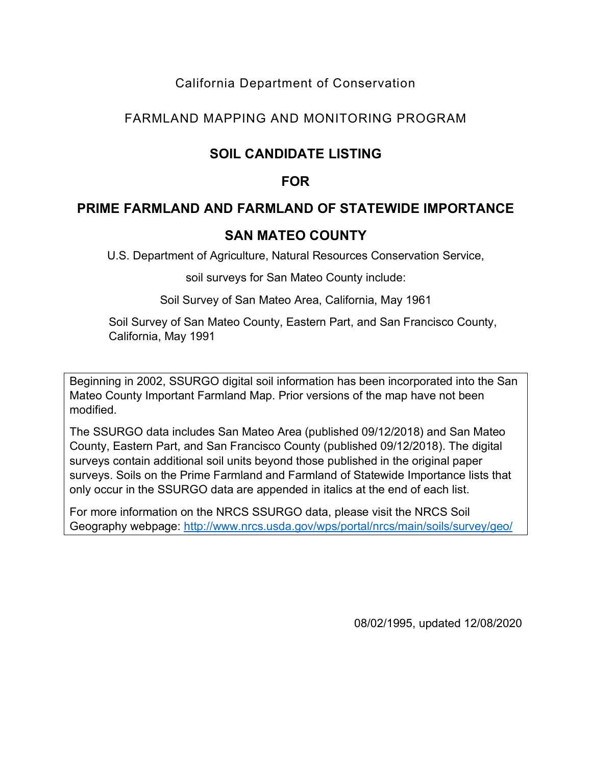California Department of Conservation

FARMLAND MAPPING AND MONITORING PROGRAM

# SOIL CANDIDATE LISTING

# FOR

# PRIME FARMLAND AND FARMLAND OF STATEWIDE IMPORTANCE

# SAN MATEO COUNTY

U.S. Department of Agriculture, Natural Resources Conservation Service,

soil surveys for San Mateo County include:

Soil Survey of San Mateo Area, California, May 1961

Soil Survey of San Mateo County, Eastern Part, and San Francisco County, California, May 1991

Beginning in 2002, SSURGO digital soil information has been incorporated into the San Mateo County Important Farmland Map. Prior versions of the map have not been modified.

The SSURGO data includes San Mateo Area (published 09/12/2018) and San Mateo County, Eastern Part, and San Francisco County (published 09/12/2018). The digital surveys contain additional soil units beyond those published in the original paper surveys. Soils on the Prime Farmland and Farmland of Statewide Importance lists that only occur in the SSURGO data are appended in italics at the end of each list.

For more information on the NRCS SSURGO data, please visit the NRCS Soil Geography webpage: [http://www.nrcs.usda.gov/wps/portal/nrcs/main/soils/survey/geo/](http://www.nrcs.usda.gov/wps/portal/nrcs/main/soils/survey/geo/)

08/02/1995, updated 12/08/2020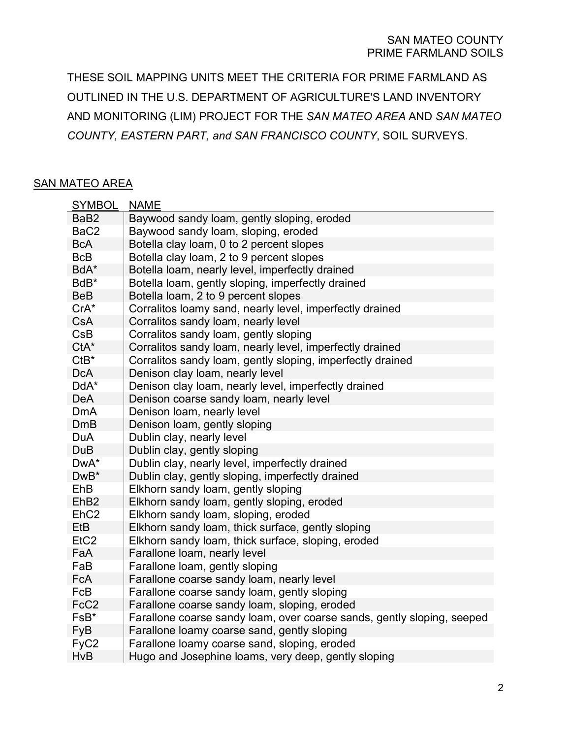THESE SOIL MAPPING UNITS MEET THE CRITERIA FOR PRIME FARMLAND AS OUTLINED IN THE U.S. DEPARTMENT OF AGRICULTURE'S LAND INVENTORY AND MONITORING (LIM) PROJECT FOR THE *SAN MATEO AREA* AND *SAN MATEO COUNTY, EASTERN PART, and SAN FRANCISCO COUNTY*, SOIL SURVEYS.

## SAN MATEO AREA

| SYMBOL | NAME |
|---|---|
| BaB2 | Baywood sandy loam, gently sloping, eroded |
| BaC2 | Baywood sandy loam, sloping, eroded |
| BcA | Botella clay loam, 0 to 2 percent slopes |
| BcB | Botella clay loam, 2 to 9 percent slopes |
| BdA* | Botella loam, nearly level, imperfectly drained |
| BdB* | Botella loam, gently sloping, imperfectly drained |
| BeB | Botella loam, 2 to 9 percent slopes |
| CrA* | Corralitos loamy sand, nearly level, imperfectly drained |
| CsA | Corralitos sandy loam, nearly level |
| CsB | Corralitos sandy loam, gently sloping |
| CtA* | Corralitos sandy loam, nearly level, imperfectly drained |
| CtB* | Corralitos sandy loam, gently sloping, imperfectly drained |
| DcA | Denison clay loam, nearly level |
| DdA* | Denison clay loam, nearly level, imperfectly drained |
| DeA | Denison coarse sandy loam, nearly level |
| DmA | Denison loam, nearly level |
| DmB | Denison loam, gently sloping |
| DuA | Dublin clay, nearly level |
| DuB | Dublin clay, gently sloping |
| DwA* | Dublin clay, nearly level, imperfectly drained |
| DwB* | Dublin clay, gently sloping, imperfectly drained |
| EhB | Elkhorn sandy loam, gently sloping |
| EhB2 | Elkhorn sandy loam, gently sloping, eroded |
| EhC2 | Elkhorn sandy loam, sloping, eroded |
| EtB | Elkhorn sandy loam, thick surface, gently sloping |
| EtC2 | Elkhorn sandy loam, thick surface, sloping, eroded |
| FaA | Farallone loam, nearly level |
| FaB | Farallone loam, gently sloping |
| FcA | Farallone coarse sandy loam, nearly level |
| FcB | Farallone coarse sandy loam, gently sloping |
| FcC2 | Farallone coarse sandy loam, sloping, eroded |
| FsB* | Farallone coarse sandy loam, over coarse sands, gently sloping, seeped |
| FyB | Farallone loamy coarse sand, gently sloping |
| FyC2 | Farallone loamy coarse sand, sloping, eroded |
| HvB | Hugo and Josephine loams, very deep, gently sloping |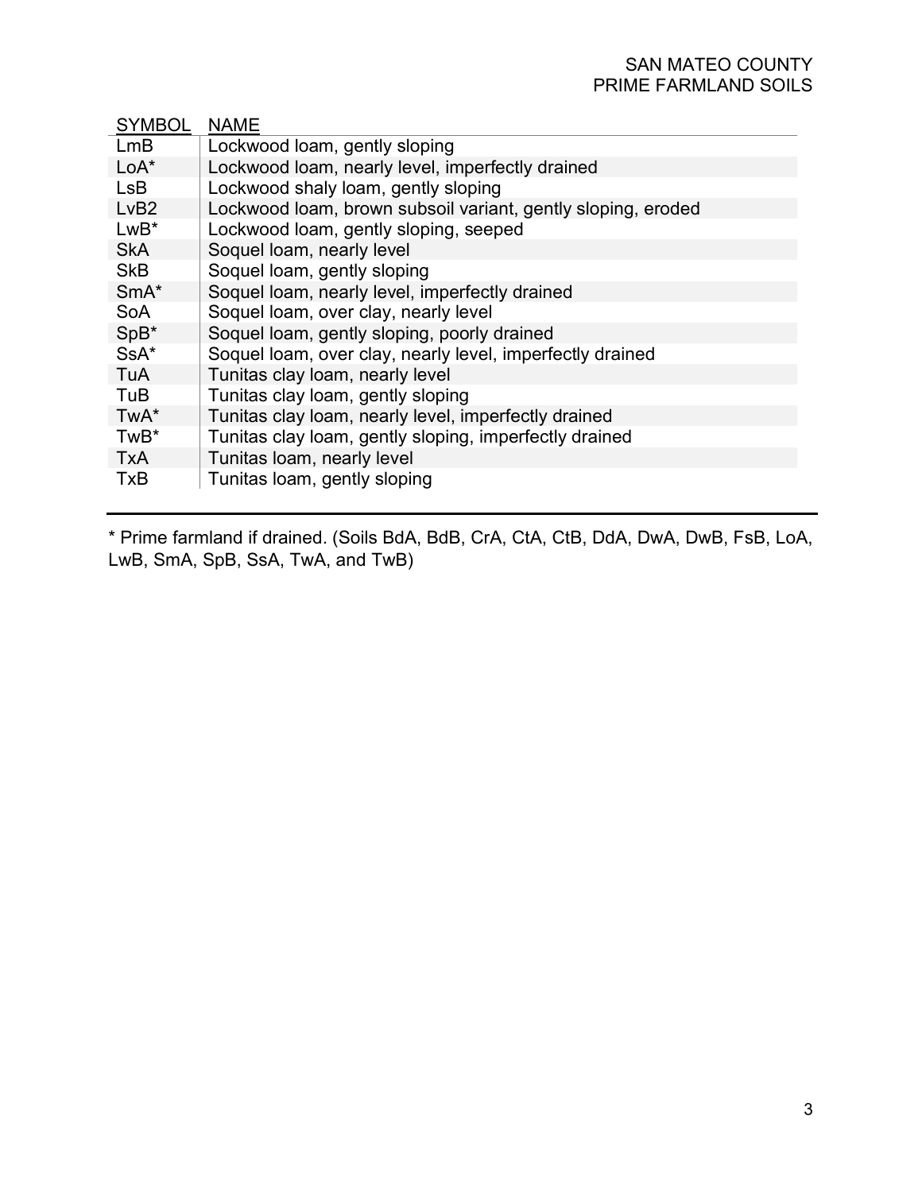| SYMBOL | NAME |
|---|---|
| LmB | Lockwood loam, gently sloping |
| LoA* | Lockwood loam, nearly level, imperfectly drained |
| LsB | Lockwood shaly loam, gently sloping |
| LvB2 | Lockwood loam, brown subsoil variant, gently sloping, eroded |
| LwB* | Lockwood loam, gently sloping, seeped |
| SkA | Soquel loam, nearly level |
| SkB | Soquel loam, gently sloping |
| SmA* | Soquel loam, nearly level, imperfectly drained |
| SoA | Soquel loam, over clay, nearly level |
| SpB* | Soquel loam, gently sloping, poorly drained |
| SsA* | Soquel loam, over clay, nearly level, imperfectly drained |
| TuA | Tunitas clay loam, nearly level |
| TuB | Tunitas clay loam, gently sloping |
| TwA* | Tunitas clay loam, nearly level, imperfectly drained |
| TwB* | Tunitas clay loam, gently sloping, imperfectly drained |
| TxA | Tunitas loam, nearly level |
| TxB | Tunitas loam, gently sloping |

* Prime farmland if drained. (Soils BdA, BdB, CrA, CtA, CtB, DdA, DwA, DwB, FsB, LoA, LwB, SmA, SpB, SsA, TwA, and TwB)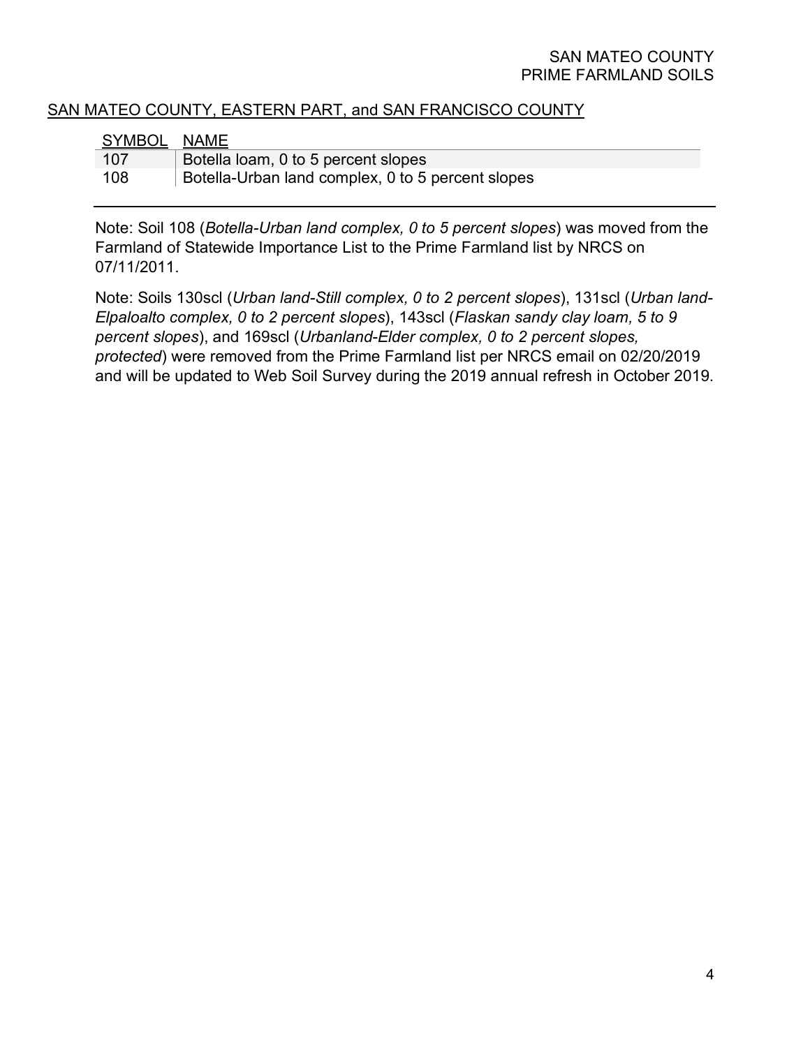SAN MATEO COUNTY, EASTERN PART, and SAN FRANCISCO COUNTY

| SYMBOL | NAME |
|---|---|
| 107 | Botella loam, 0 to 5 percent slopes |
| 108 | Botella-Urban land complex, 0 to 5 percent slopes |

Note: Soil 108 (*Botella-Urban land complex, 0 to 5 percent slopes*) was moved from the Farmland of Statewide Importance List to the Prime Farmland list by NRCS on 07/11/2011.

Note: Soils 130scl (*Urban land-Still complex, 0 to 2 percent slopes*), 131scl (*Urban land-Elpaloalto complex, 0 to 2 percent slopes*), 143scl (*Flaskan sandy clay loam, 5 to 9 percent slopes*), and 169scl (*Urbanland-Elder complex, 0 to 2 percent slopes, protected*) were removed from the Prime Farmland list per NRCS email on 02/20/2019 and will be updated to Web Soil Survey during the 2019 annual refresh in October 2019.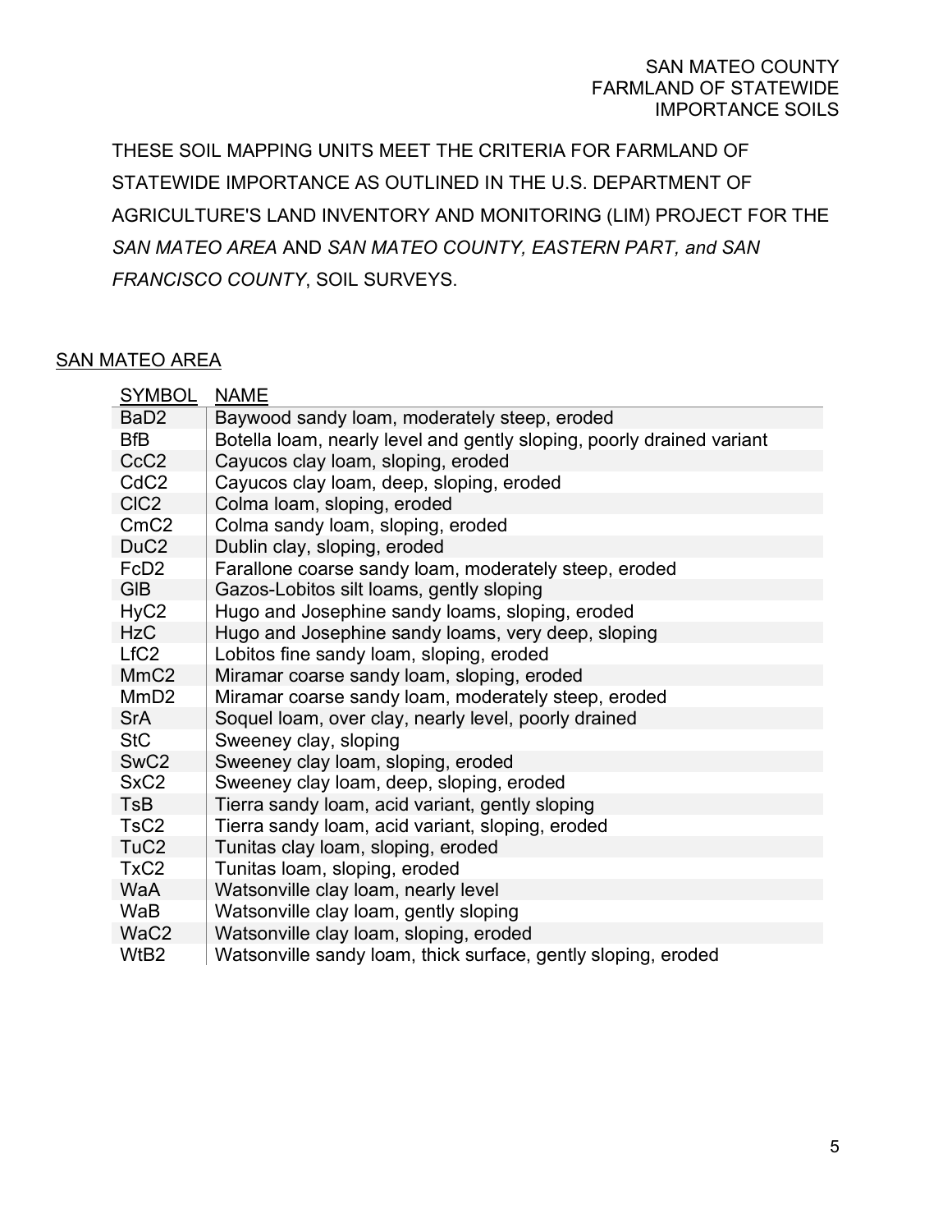THESE SOIL MAPPING UNITS MEET THE CRITERIA FOR FARMLAND OF STATEWIDE IMPORTANCE AS OUTLINED IN THE U.S. DEPARTMENT OF AGRICULTURE'S LAND INVENTORY AND MONITORING (LIM) PROJECT FOR THE *SAN MATEO AREA* AND *SAN MATEO COUNTY, EASTERN PART, and SAN FRANCISCO COUNTY*, SOIL SURVEYS.

## SAN MATEO AREA

| SYMBOL | NAME |
|---|---|
| BaD2 | Baywood sandy loam, moderately steep, eroded |
| BfB | Botella loam, nearly level and gently sloping, poorly drained variant |
| CcC2 | Cayucos clay loam, sloping, eroded |
| CdC2 | Cayucos clay loam, deep, sloping, eroded |
| ClC2 | Colma loam, sloping, eroded |
| CmC2 | Colma sandy loam, sloping, eroded |
| DuC2 | Dublin clay, sloping, eroded |
| FcD2 | Farallone coarse sandy loam, moderately steep, eroded |
| GlB | Gazos-Lobitos silt loams, gently sloping |
| HyC2 | Hugo and Josephine sandy loams, sloping, eroded |
| HzC | Hugo and Josephine sandy loams, very deep, sloping |
| LfC2 | Lobitos fine sandy loam, sloping, eroded |
| MmC2 | Miramar coarse sandy loam, sloping, eroded |
| MmD2 | Miramar coarse sandy loam, moderately steep, eroded |
| SrA | Soquel loam, over clay, nearly level, poorly drained |
| StC | Sweeney clay, sloping |
| SwC2 | Sweeney clay loam, sloping, eroded |
| SxC2 | Sweeney clay loam, deep, sloping, eroded |
| TsB | Tierra sandy loam, acid variant, gently sloping |
| TsC2 | Tierra sandy loam, acid variant, sloping, eroded |
| TuC2 | Tunitas clay loam, sloping, eroded |
| TxC2 | Tunitas loam, sloping, eroded |
| WaA | Watsonville clay loam, nearly level |
| WaB | Watsonville clay loam, gently sloping |
| WaC2 | Watsonville clay loam, sloping, eroded |
| WtB2 | Watsonville sandy loam, thick surface, gently sloping, eroded |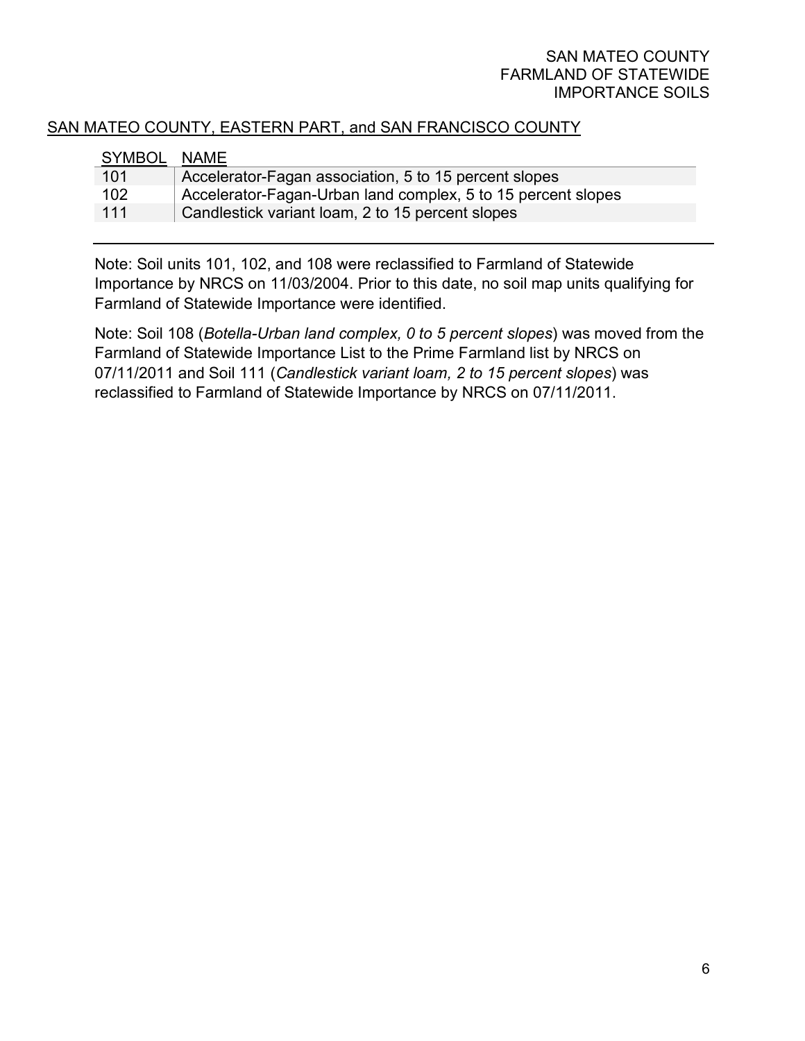SAN MATEO COUNTY
FARMLAND OF STATEWIDE
IMPORTANCE SOILS

SAN MATEO COUNTY, EASTERN PART, and SAN FRANCISCO COUNTY

| SYMBOL | NAME |
|---|---|
| 101 | Accelerator-Fagan association, 5 to 15 percent slopes |
| 102 | Accelerator-Fagan-Urban land complex, 5 to 15 percent slopes |
| 111 | Candlestick variant loam, 2 to 15 percent slopes |

---

Note: Soil units 101, 102, and 108 were reclassified to Farmland of Statewide Importance by NRCS on 11/03/2004. Prior to this date, no soil map units qualifying for Farmland of Statewide Importance were identified.

Note: Soil 108 (*Botella-Urban land complex, 0 to 5 percent slopes*) was moved from the Farmland of Statewide Importance List to the Prime Farmland list by NRCS on 07/11/2011 and Soil 111 (*Candlestick variant loam, 2 to 15 percent slopes*) was reclassified to Farmland of Statewide Importance by NRCS on 07/11/2011.